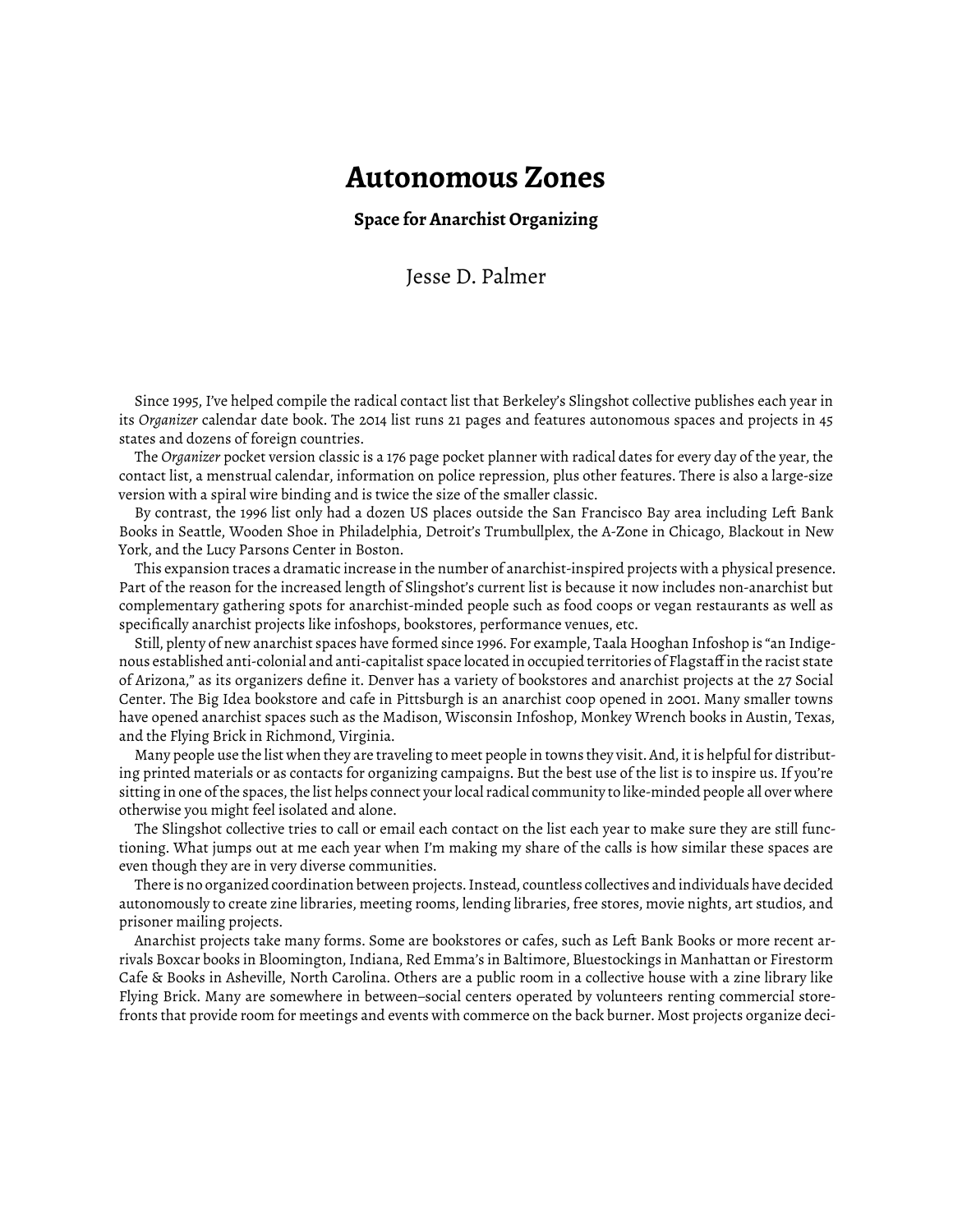# Autonomous Zones

**Space for Anarchist Organizing**

Jesse D. Palmer

Since 1995, I've helped compile the radical contact list that Berkeley's Slingshot collective publishes each year in its *Organizer* calendar date book. The 2014 list runs 21 pages and features autonomous spaces and projects in 45 states and dozens of foreign countries.

The *Organizer* pocket version classic is a 176 page pocket planner with radical dates for every day of the year, the contact list, a menstrual calendar, information on police repression, plus other features. There is also a large-size version with a spiral wire binding and is twice the size of the smaller classic.

By contrast, the 1996 list only had a dozen US places outside the San Francisco Bay area including Left Bank Books in Seattle, Wooden Shoe in Philadelphia, Detroit's Trumbullplex, the A-Zone in Chicago, Blackout in New York, and the Lucy Parsons Center in Boston.

This expansion traces a dramatic increase in the number of anarchist-inspired projects with a physical presence. Part of the reason for the increased length of Slingshot's current list is because it now includes non-anarchist but complementary gathering spots for anarchist-minded people such as food coops or vegan restaurants as well as specifically anarchist projects like infoshops, bookstores, performance venues, etc.

Still, plenty of new anarchist spaces have formed since 1996. For example, Taala Hooghan Infoshop is "an Indigenous established anti-colonial and anti-capitalist space located in occupied territories of Flagstaff in the racist state of Arizona," as its organizers define it. Denver has a variety of bookstores and anarchist projects at the 27 Social Center. The Big Idea bookstore and cafe in Pittsburgh is an anarchist coop opened in 2001. Many smaller towns have opened anarchist spaces such as the Madison, Wisconsin Infoshop, Monkey Wrench books in Austin, Texas, and the Flying Brick in Richmond, Virginia.

Many people use the list when they are traveling to meet people in towns they visit. And, it is helpful for distributing printed materials or as contacts for organizing campaigns. But the best use of the list is to inspire us. If you're sitting in one of the spaces, the list helps connect your local radical community to like-minded people all over where otherwise you might feel isolated and alone.

The Slingshot collective tries to call or email each contact on the list each year to make sure they are still functioning. What jumps out at me each year when I'm making my share of the calls is how similar these spaces are even though they are in very diverse communities.

There is no organized coordination between projects. Instead, countless collectives and individuals have decided autonomously to create zine libraries, meeting rooms, lending libraries, free stores, movie nights, art studios, and prisoner mailing projects.

Anarchist projects take many forms. Some are bookstores or cafes, such as Left Bank Books or more recent arrivals Boxcar books in Bloomington, Indiana, Red Emma's in Baltimore, Bluestockings in Manhattan or Firestorm Cafe & Books in Asheville, North Carolina. Others are a public room in a collective house with a zine library like Flying Brick. Many are somewhere in between–social centers operated by volunteers renting commercial storefronts that provide room for meetings and events with commerce on the back burner. Most projects organize deci-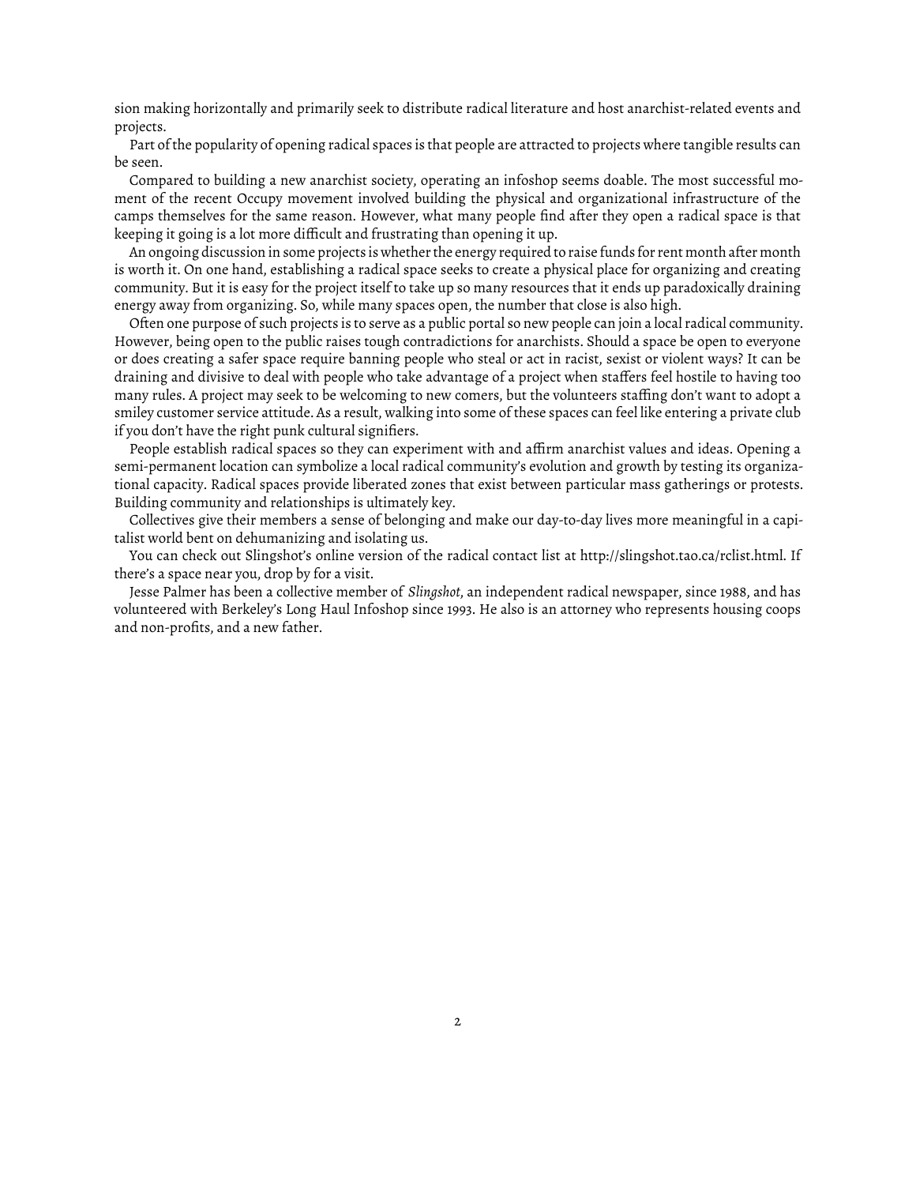sion making horizontally and primarily seek to distribute radical literature and host anarchist-related events and projects.

Part of the popularity of opening radical spaces is that people are attracted to projects where tangible results can be seen.

Compared to building a new anarchist society, operating an infoshop seems doable. The most successful moment of the recent Occupy movement involved building the physical and organizational infrastructure of the camps themselves for the same reason. However, what many people find after they open a radical space is that keeping it going is a lot more difficult and frustrating than opening it up.

An ongoing discussion in some projects is whether the energy required to raise funds for rent month after month is worth it. On one hand, establishing a radical space seeks to create a physical place for organizing and creating community. But it is easy for the project itself to take up so many resources that it ends up paradoxically draining energy away from organizing. So, while many spaces open, the number that close is also high.

Often one purpose of such projects is to serve as a public portal so new people can join a local radical community. However, being open to the public raises tough contradictions for anarchists. Should a space be open to everyone or does creating a safer space require banning people who steal or act in racist, sexist or violent ways? It can be draining and divisive to deal with people who take advantage of a project when staffers feel hostile to having too many rules. A project may seek to be welcoming to new comers, but the volunteers staffing don't want to adopt a smiley customer service attitude. As a result, walking into some of these spaces can feel like entering a private club if you don't have the right punk cultural signifiers.

People establish radical spaces so they can experiment with and affirm anarchist values and ideas. Opening a semi-permanent location can symbolize a local radical community's evolution and growth by testing its organizational capacity. Radical spaces provide liberated zones that exist between particular mass gatherings or protests. Building community and relationships is ultimately key.

Collectives give their members a sense of belonging and make our day-to-day lives more meaningful in a capitalist world bent on dehumanizing and isolating us.

You can check out Slingshot's online version of the radical contact list at http://slingshot.tao.ca/rclist.html. If there's a space near you, drop by for a visit.

Jesse Palmer has been a collective member of *Slingshot*, an independent radical newspaper, since 1988, and has volunteered with Berkeley's Long Haul Infoshop since 1993. He also is an attorney who represents housing coops and non-profits, and a new father.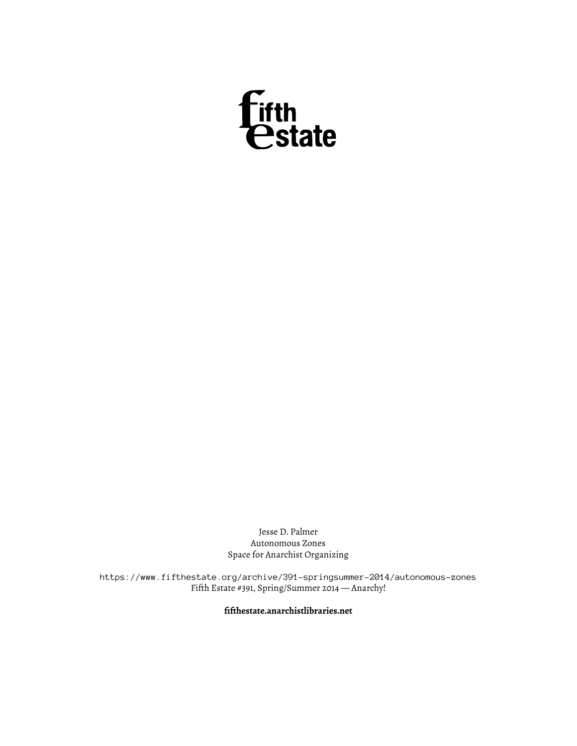Fifth Estate

Jesse D. Palmer
Autonomous Zones
Space for Anarchist Organizing

https://www.fifthestate.org/archive/391-springsummer-2014/autonomous-zones
Fifth Estate #391, Spring/Summer 2014 — Anarchy!

**fifthestate.anarchistlibraries.net**